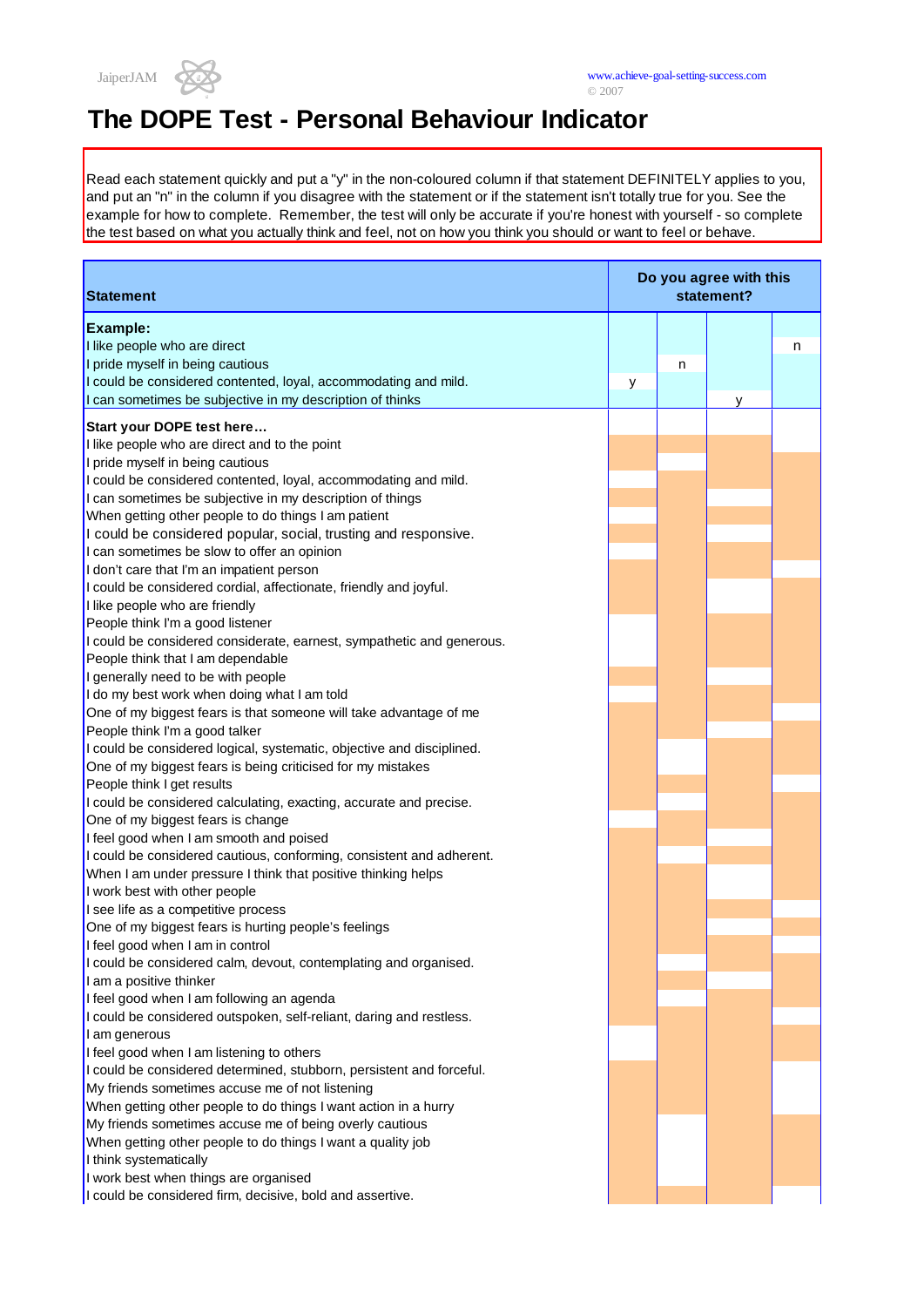# The DOPE Test - Personal Behaviour Indicator

Read each statement quickly and put a "y" in the non-coloured column if that statement DEFINITELY applies to you, and put an "n" in the column if you disagree with the statement or if the statement isn't totally true for you. See the example for how to complete. Remember, the test will only be accurate if you're honest with yourself - so complete the test based on what you actually think and feel, not on how you think you should or want to feel or behave.

| Statement | Do you agree with this statement? | | | |
|---|---|---|---|---|
| **Example:** | | | | |
| I like people who are direct | | | | n |
| I pride myself in being cautious | | n | | |
| I could be considered contented, loyal, accommodating and mild. | y | | | |
| I can sometimes be subjective in my description of thinks | | | y | |
| **Start your DOPE test here…** | | | | |
| I like people who are direct and to the point | | | | |
| I pride myself in being cautious | | | | |
| I could be considered contented, loyal, accommodating and mild. | | | | |
| I can sometimes be subjective in my description of things | | | | |
| When getting other people to do things I am patient | | | | |
| I could be considered popular, social, trusting and responsive. | | | | |
| I can sometimes be slow to offer an opinion | | | | |
| I don't care that I'm an impatient person | | | | |
| I could be considered cordial, affectionate, friendly and joyful. | | | | |
| I like people who are friendly | | | | |
| People think I'm a good listener | | | | |
| I could be considered considerate, earnest, sympathetic and generous. | | | | |
| People think that I am dependable | | | | |
| I generally need to be with people | | | | |
| I do my best work when doing what I am told | | | | |
| One of my biggest fears is that someone will take advantage of me | | | | |
| People think I'm a good talker | | | | |
| I could be considered logical, systematic, objective and disciplined. | | | | |
| One of my biggest fears is being criticised for my mistakes | | | | |
| People think I get results | | | | |
| I could be considered calculating, exacting, accurate and precise. | | | | |
| One of my biggest fears is change | | | | |
| I feel good when I am smooth and poised | | | | |
| I could be considered cautious, conforming, consistent and adherent. | | | | |
| When I am under pressure I think that positive thinking helps | | | | |
| I work best with other people | | | | |
| I see life as a competitive process | | | | |
| One of my biggest fears is hurting people's feelings | | | | |
| I feel good when I am in control | | | | |
| I could be considered calm, devout, contemplating and organised. | | | | |
| I am a positive thinker | | | | |
| I feel good when I am following an agenda | | | | |
| I could be considered outspoken, self-reliant, daring and restless. | | | | |
| I am generous | | | | |
| I feel good when I am listening to others | | | | |
| I could be considered determined, stubborn, persistent and forceful. | | | | |
| My friends sometimes accuse me of not listening | | | | |
| When getting other people to do things I want action in a hurry | | | | |
| My friends sometimes accuse me of being overly cautious | | | | |
| When getting other people to do things I want a quality job | | | | |
| I think systematically | | | | |
| I work best when things are organised | | | | |
| I could be considered firm, decisive, bold and assertive. | | | | |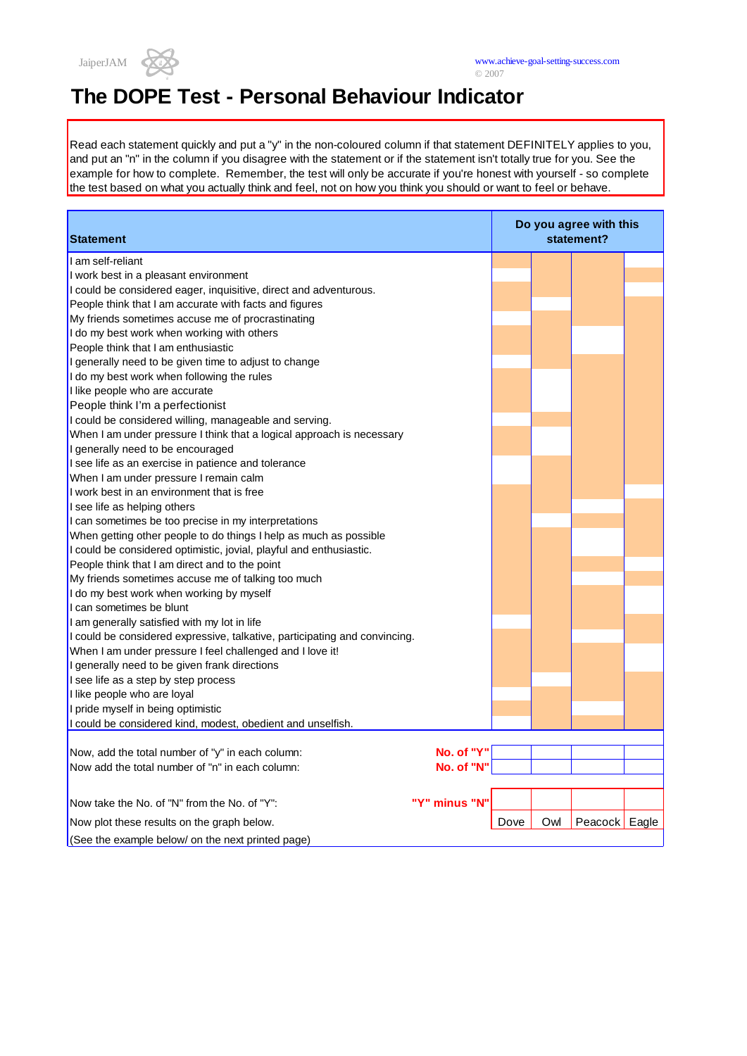JaiperJAM

www.achieve-goal-setting-success.com
© 2007

# The DOPE Test - Personal Behaviour Indicator

Read each statement quickly and put a "y" in the non-coloured column if that statement DEFINITELY applies to you, and put an "n" in the column if you disagree with the statement or if the statement isn't totally true for you. See the example for how to complete. Remember, the test will only be accurate if you're honest with yourself - so complete the test based on what you actually think and feel, not on how you think you should or want to feel or behave.

| Statement | Do you agree with this statement? | | | |
|---|---|---|---|---|
| I am self-reliant | | | | |
| I work best in a pleasant environment | | | | |
| I could be considered eager, inquisitive, direct and adventurous. | | | | |
| People think that I am accurate with facts and figures | | | | |
| My friends sometimes accuse me of procrastinating | | | | |
| I do my best work when working with others | | | | |
| People think that I am enthusiastic | | | | |
| I generally need to be given time to adjust to change | | | | |
| I do my best work when following the rules | | | | |
| I like people who are accurate | | | | |
| People think I'm a perfectionist | | | | |
| I could be considered willing, manageable and serving. | | | | |
| When I am under pressure I think that a logical approach is necessary | | | | |
| I generally need to be encouraged | | | | |
| I see life as an exercise in patience and tolerance | | | | |
| When I am under pressure I remain calm | | | | |
| I work best in an environment that is free | | | | |
| I see life as helping others | | | | |
| I can sometimes be too precise in my interpretations | | | | |
| When getting other people to do things I help as much as possible | | | | |
| I could be considered optimistic, jovial, playful and enthusiastic. | | | | |
| People think that I am direct and to the point | | | | |
| My friends sometimes accuse me of talking too much | | | | |
| I do my best work when working by myself | | | | |
| I can sometimes be blunt | | | | |
| I am generally satisfied with my lot in life | | | | |
| I could be considered expressive, talkative, participating and convincing. | | | | |
| When I am under pressure I feel challenged and I love it! | | | | |
| I generally need to be given frank directions | | | | |
| I see life as a step by step process | | | | |
| I like people who are loyal | | | | |
| I pride myself in being optimistic | | | | |
| I could be considered kind, modest, obedient and unselfish. | | | | |
| Now, add the total number of "y" in each column: **No. of "Y"** | | | | |
| Now add the total number of "n" in each column: **No. of "N"** | | | | |
| Now take the No. of "N" from the No. of "Y": **"Y" minus "N"** | | | | |
| Now plot these results on the graph below. | Dove | Owl | Peacock | Eagle |
| (See the example below/ on the next printed page) | | | | |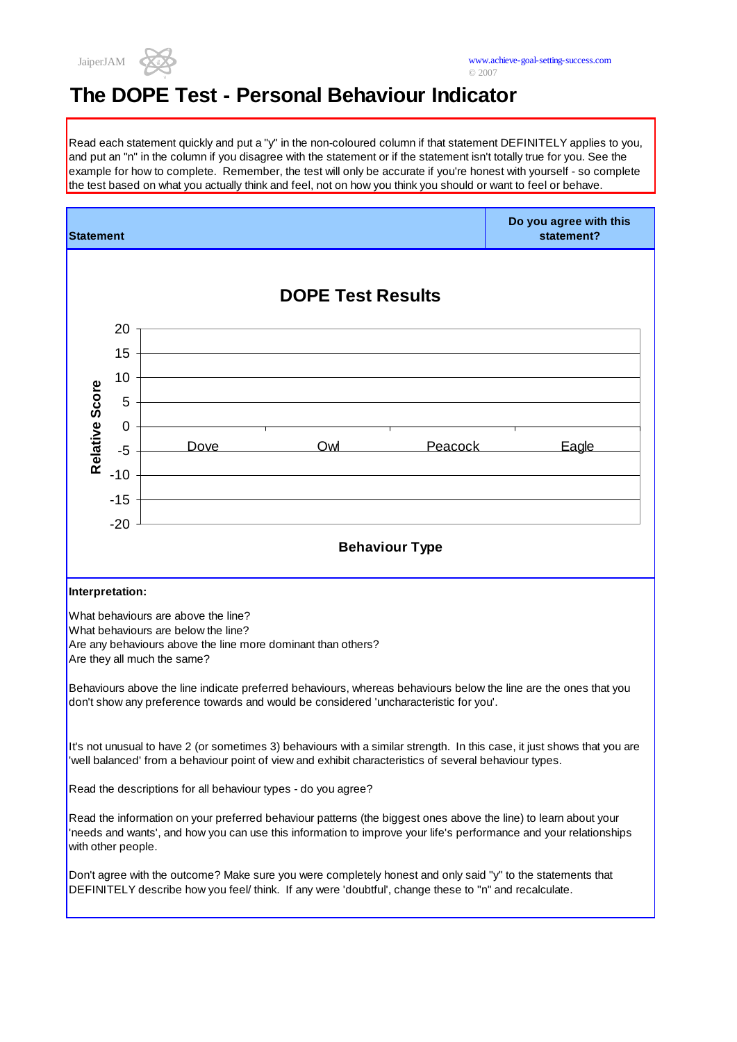# The DOPE Test - Personal Behaviour Indicator

Read each statement quickly and put a "y" in the non-coloured column if that statement DEFINITELY applies to you, and put an "n" in the column if you disagree with the statement or if the statement isn't totally true for you. See the example for how to complete. Remember, the test will only be accurate if you're honest with yourself - so complete the test based on what you actually think and feel, not on how you think you should or want to feel or behave.

| Statement | Do you agree with this statement? |
|---|---|

**DOPE Test Results**

Relative Score: 20, 15, 10, 5, 0, -5, -10, -15, -20

Dove, Owl, Peacock, Eagle

Behaviour Type

**Interpretation:**

What behaviours are above the line?
What behaviours are below the line?
Are any behaviours above the line more dominant than others?
Are they all much the same?

Behaviours above the line indicate preferred behaviours, whereas behaviours below the line are the ones that you don't show any preference towards and would be considered 'uncharacteristic for you'.

It's not unusual to have 2 (or sometimes 3) behaviours with a similar strength. In this case, it just shows that you are 'well balanced' from a behaviour point of view and exhibit characteristics of several behaviour types.

Read the descriptions for all behaviour types - do you agree?

Read the information on your preferred behaviour patterns (the biggest ones above the line) to learn about your 'needs and wants', and how you can use this information to improve your life's performance and your relationships with other people.

Don't agree with the outcome? Make sure you were completely honest and only said "y" to the statements that DEFINITELY describe how you feel/ think. If any were 'doubtful', change these to "n" and recalculate.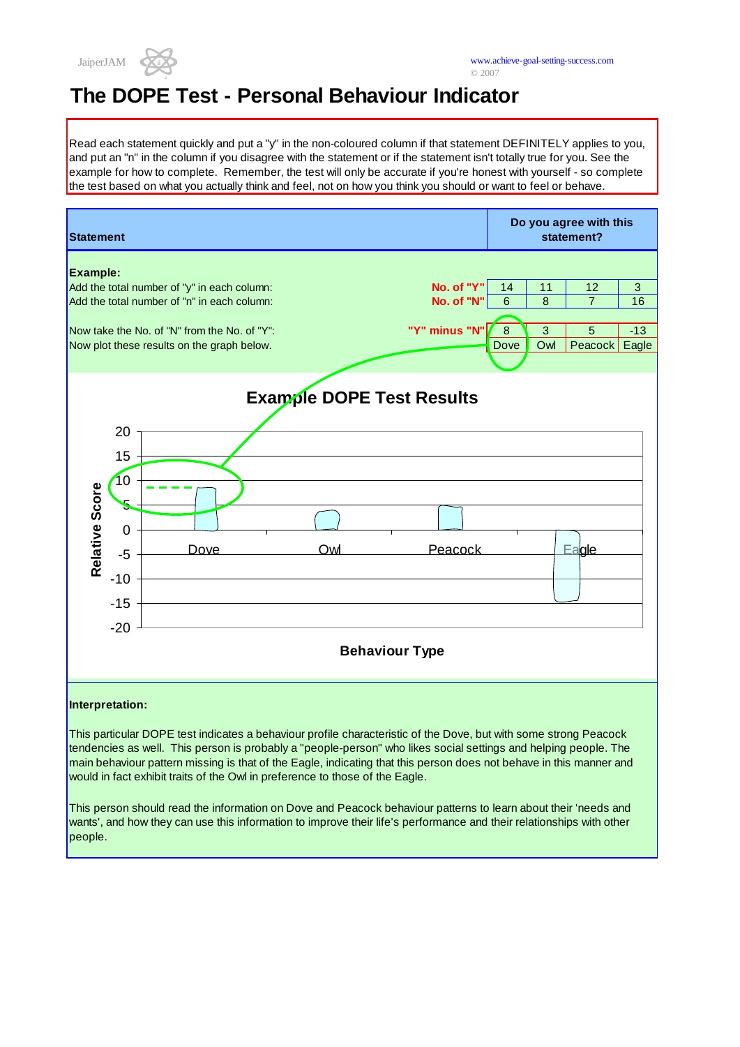JaiperJAM

www.achieve-goal-setting-success.com
© 2007

# The DOPE Test - Personal Behaviour Indicator

Read each statement quickly and put a "y" in the non-coloured column if that statement DEFINITELY applies to you, and put an "n" in the column if you disagree with the statement or if the statement isn't totally true for you. See the example for how to complete. Remember, the test will only be accurate if you're honest with yourself - so complete the test based on what you actually think and feel, not on how you think you should or want to feel or behave.

| Statement | | Do you agree with this statement? | | | |
|---|---|---|---|---|---|
| **Example:** | | | | | |
| Add the total number of "y" in each column: | No. of "Y" | 14 | 11 | 12 | 3 |
| Add the total number of "n" in each column: | No. of "N" | 6 | 8 | 7 | 16 |
| Now take the No. of "N" from the No. of "Y": | "Y" minus "N" | 8 | 3 | 5 | -13 |
| Now plot these results on the graph below. | | Dove | Owl | Peacock | Eagle |

Example DOPE Test Results

Relative Score

20
15
10
5
0
-5
-10
-15
-20

Dove
Owl
Peacock
Eagle

Behaviour Type

**Interpretation:**

This particular DOPE test indicates a behaviour profile characteristic of the Dove, but with some strong Peacock tendencies as well. This person is probably a "people-person" who likes social settings and helping people. The main behaviour pattern missing is that of the Eagle, indicating that this person does not behave in this manner and would in fact exhibit traits of the Owl in preference to those of the Eagle.

This person should read the information on Dove and Peacock behaviour patterns to learn about their 'needs and wants', and how they can use this information to improve their life's performance and their relationships with other people.